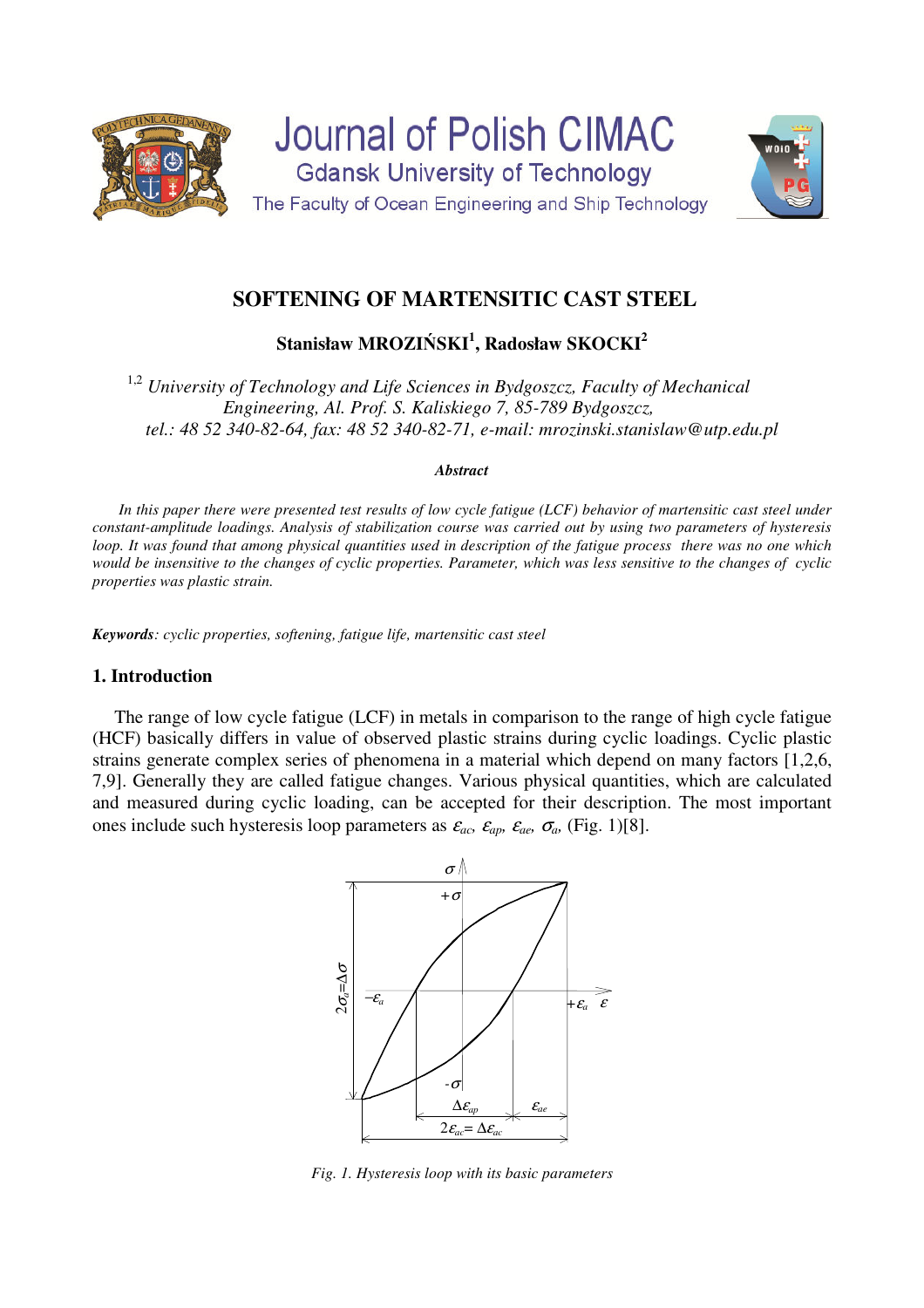Journal of Polish CIMAC

Gdansk University of Technology

The Faculty of Ocean Engineering and Ship Technology

# SOFTENING OF MARTENSITIC CAST STEEL

**Stanisław MROZIŃSKI[1], Radosław SKOCKI[2]**

[1,2] *University of Technology and Life Sciences in Bydgoszcz, Faculty of Mechanical Engineering, Al. Prof. S. Kaliskiego 7, 85-789 Bydgoszcz, tel.: 48 52 340-82-64, fax: 48 52 340-82-71, e-mail: mrozinski.stanislaw@utp.edu.pl*

***Abstract***

*In this paper there were presented test results of low cycle fatigue (LCF) behavior of martensitic cast steel under constant-amplitude loadings. Analysis of stabilization course was carried out by using two parameters of hysteresis loop. It was found that among physical quantities used in description of the fatigue process there was no one which would be insensitive to the changes of cyclic properties. Parameter, which was less sensitive to the changes of cyclic properties was plastic strain.*

***Keywords****: cyclic properties, softening, fatigue life, martensitic cast steel*

## 1. Introduction

The range of low cycle fatigue (LCF) in metals in comparison to the range of high cycle fatigue (HCF) basically differs in value of observed plastic strains during cyclic loadings. Cyclic plastic strains generate complex series of phenomena in a material which depend on many factors [1,2,6, 7,9]. Generally they are called fatigue changes. Various physical quantities, which are calculated and measured during cyclic loading, can be accepted for their description. The most important ones include such hysteresis loop parameters as $\varepsilon_{ac}$, $\varepsilon_{ap}$, $\varepsilon_{ae}$, $\sigma_a$, (Fig. 1)[8].

*Fig. 1. Hysteresis loop with its basic parameters*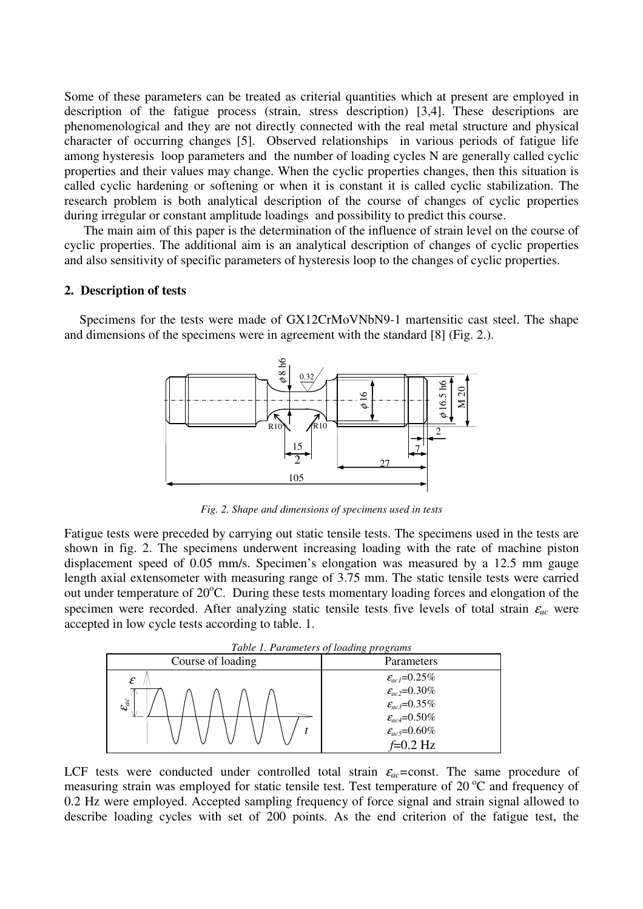Some of these parameters can be treated as criterial quantities which at present are employed in description of the fatigue process (strain, stress description) [3,4]. These descriptions are phenomenological and they are not directly connected with the real metal structure and physical character of occurring changes [5]. Observed relationships in various periods of fatigue life among hysteresis loop parameters and the number of loading cycles N are generally called cyclic properties and their values may change. When the cyclic properties changes, then this situation is called cyclic hardening or softening or when it is constant it is called cyclic stabilization. The research problem is both analytical description of the course of changes of cyclic properties during irregular or constant amplitude loadings and possibility to predict this course.

The main aim of this paper is the determination of the influence of strain level on the course of cyclic properties. The additional aim is an analytical description of changes of cyclic properties and also sensitivity of specific parameters of hysteresis loop to the changes of cyclic properties.

## 2. Description of tests

Specimens for the tests were made of GX12CrMoVNbN9-1 martensitic cast steel. The shape and dimensions of the specimens were in agreement with the standard [8] (Fig. 2.).

*Fig. 2. Shape and dimensions of specimens used in tests*

Fatigue tests were preceded by carrying out static tensile tests. The specimens used in the tests are shown in fig. 2. The specimens underwent increasing loading with the rate of machine piston displacement speed of 0.05 mm/s. Specimen's elongation was measured by a 12.5 mm gauge length axial extensometer with measuring range of 3.75 mm. The static tensile tests were carried out under temperature of 20°C. During these tests momentary loading forces and elongation of the specimen were recorded. After analyzing static tensile tests five levels of total strain $\varepsilon_{ac}$ were accepted in low cycle tests according to table. 1.

*Table 1. Parameters of loading programs*

| Course of loading | Parameters |
|---|---|
| (sinusoidal strain $\varepsilon$ vs. time $t$ with amplitude $\varepsilon_{ac}$) | $\varepsilon_{ac1}$=0.25%<br>$\varepsilon_{ac2}$=0.30%<br>$\varepsilon_{ac3}$=0.35%<br>$\varepsilon_{ac4}$=0.50%<br>$\varepsilon_{ac5}$=0.60%<br>$f$=0.2 Hz |

LCF tests were conducted under controlled total strain $\varepsilon_{ac}$=const. The same procedure of measuring strain was employed for static tensile test. Test temperature of 20 °C and frequency of 0.2 Hz were employed. Accepted sampling frequency of force signal and strain signal allowed to describe loading cycles with set of 200 points. As the end criterion of the fatigue test, the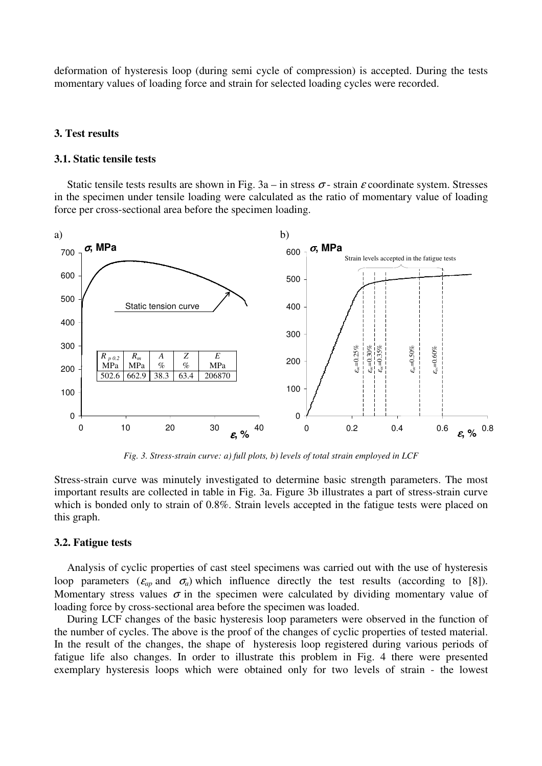deformation of hysteresis loop (during semi cycle of compression) is accepted. During the tests momentary values of loading force and strain for selected loading cycles were recorded.

## 3. Test results

### 3.1. Static tensile tests

Static tensile tests results are shown in Fig. 3a – in stress $\sigma$ - strain $\varepsilon$ coordinate system. Stresses in the specimen under tensile loading were calculated as the ratio of momentary value of loading force per cross-sectional area before the specimen loading.

| $R_{p\,0.2}$ MPa | $R_m$ MPa | $A$ % | $Z$ % | $E$ MPa |
|---|---|---|---|---|
| 502.6 | 662.9 | 38.3 | 63.4 | 206870 |

*Fig. 3. Stress-strain curve: a) full plots, b) levels of total strain employed in LCF*

Stress-strain curve was minutely investigated to determine basic strength parameters. The most important results are collected in table in Fig. 3a. Figure 3b illustrates a part of stress-strain curve which is bonded only to strain of 0.8%. Strain levels accepted in the fatigue tests were placed on this graph.

### 3.2. Fatigue tests

Analysis of cyclic properties of cast steel specimens was carried out with the use of hysteresis loop parameters ($\varepsilon_{ap}$ and $\sigma_a$) which influence directly the test results (according to [8]). Momentary stress values $\sigma$ in the specimen were calculated by dividing momentary value of loading force by cross-sectional area before the specimen was loaded.

During LCF changes of the basic hysteresis loop parameters were observed in the function of the number of cycles. The above is the proof of the changes of cyclic properties of tested material. In the result of the changes, the shape of hysteresis loop registered during various periods of fatigue life also changes. In order to illustrate this problem in Fig. 4 there were presented exemplary hysteresis loops which were obtained only for two levels of strain - the lowest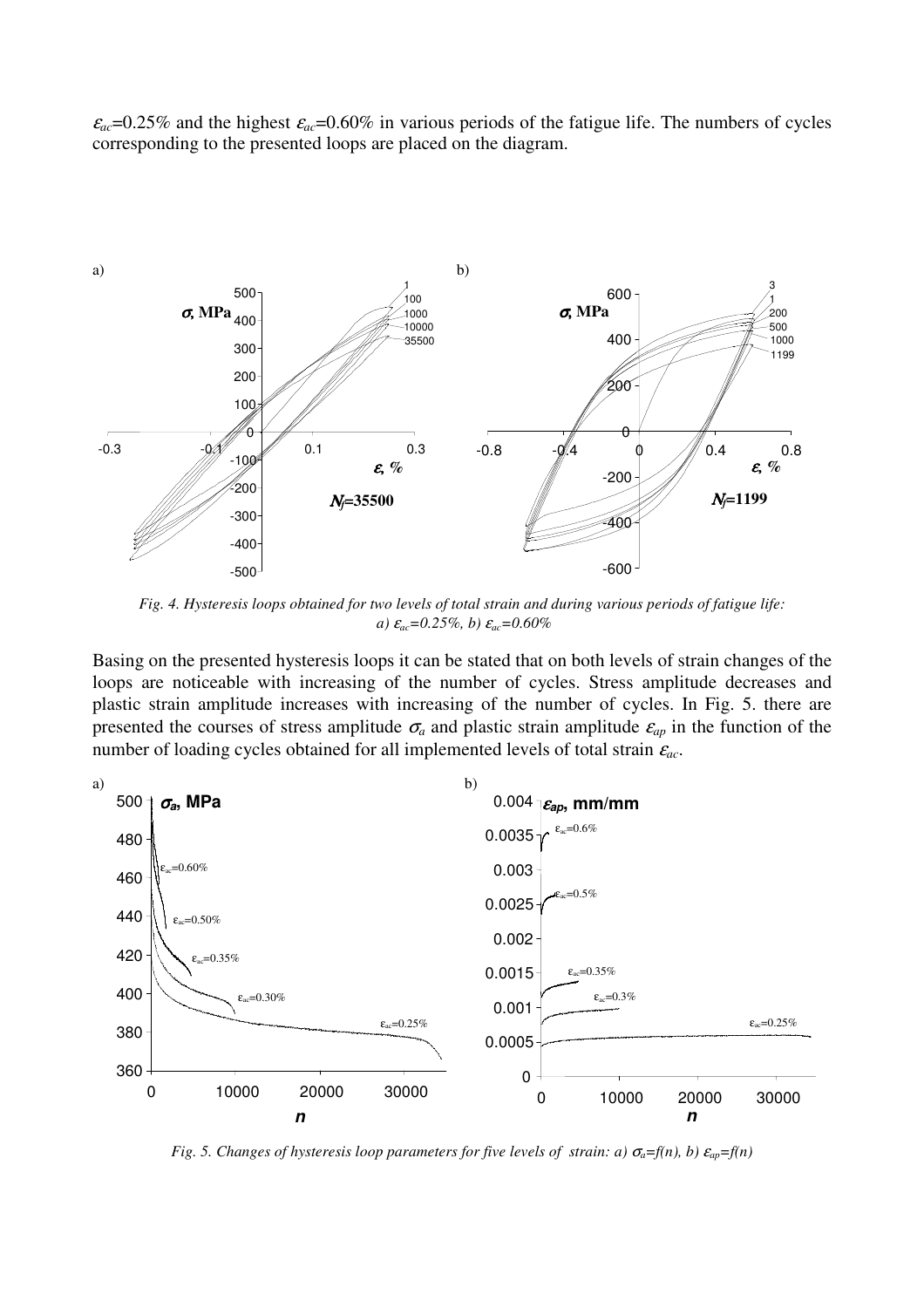$\varepsilon_{ac}$=0.25% and the highest $\varepsilon_{ac}$=0.60% in various periods of the fatigue life. The numbers of cycles corresponding to the presented loops are placed on the diagram.

*Fig. 4. Hysteresis loops obtained for two levels of total strain and during various periods of fatigue life: a) $\varepsilon_{ac}$=0.25%, b) $\varepsilon_{ac}$=0.60%*

Basing on the presented hysteresis loops it can be stated that on both levels of strain changes of the loops are noticeable with increasing of the number of cycles. Stress amplitude decreases and plastic strain amplitude increases with increasing of the number of cycles. In Fig. 5. there are presented the courses of stress amplitude $\sigma_a$ and plastic strain amplitude $\varepsilon_{ap}$ in the function of the number of loading cycles obtained for all implemented levels of total strain $\varepsilon_{ac}$.

*Fig. 5. Changes of hysteresis loop parameters for five levels of strain: a) $\sigma_a=f(n)$, b) $\varepsilon_{ap}=f(n)$*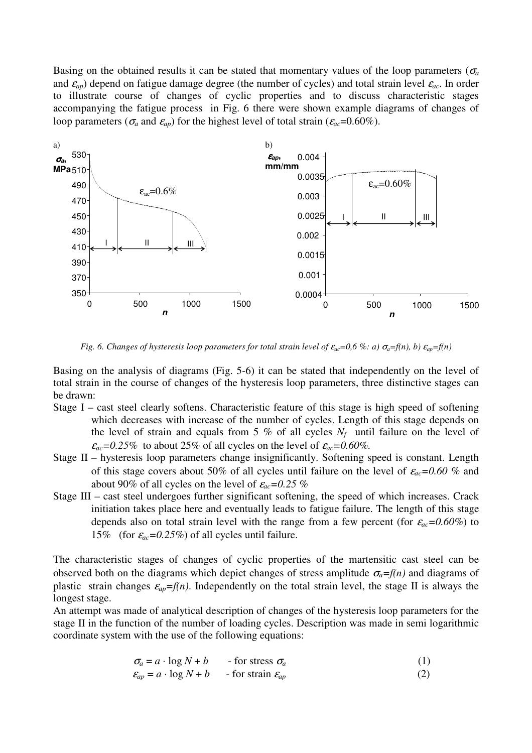Basing on the obtained results it can be stated that momentary values of the loop parameters ($\sigma_a$ and $\varepsilon_{ap}$) depend on fatigue damage degree (the number of cycles) and total strain level $\varepsilon_{ac}$. In order to illustrate course of changes of cyclic properties and to discuss characteristic stages accompanying the fatigue process in Fig. 6 there were shown example diagrams of changes of loop parameters ($\sigma_a$ and $\varepsilon_{ap}$) for the highest level of total strain ($\varepsilon_{ac}$=0.60%).

*Fig. 6. Changes of hysteresis loop parameters for total strain level of $\varepsilon_{ac}$=0,6 %: a) $\sigma_a=f(n)$, b) $\varepsilon_{ap}=f(n)$*

Basing on the analysis of diagrams (Fig. 5-6) it can be stated that independently on the level of total strain in the course of changes of the hysteresis loop parameters, three distinctive stages can be drawn:

- Stage I – cast steel clearly softens. Characteristic feature of this stage is high speed of softening which decreases with increase of the number of cycles. Length of this stage depends on the level of strain and equals from 5 % of all cycles $N_f$ until failure on the level of $\varepsilon_{ac}=0.25\%$ to about 25% of all cycles on the level of $\varepsilon_{ac}=0.60\%$.
- Stage II – hysteresis loop parameters change insignificantly. Softening speed is constant. Length of this stage covers about 50% of all cycles until failure on the level of $\varepsilon_{ac}=0.60$ % and about 90% of all cycles on the level of $\varepsilon_{ac}=0.25$ %
- Stage III – cast steel undergoes further significant softening, the speed of which increases. Crack initiation takes place here and eventually leads to fatigue failure. The length of this stage depends also on total strain level with the range from a few percent (for $\varepsilon_{ac}=0.60\%$) to 15% (for $\varepsilon_{ac}=0.25\%$) of all cycles until failure.

The characteristic stages of changes of cyclic properties of the martensitic cast steel can be observed both on the diagrams which depict changes of stress amplitude $\sigma_a=f(n)$ and diagrams of plastic strain changes $\varepsilon_{ap}=f(n)$. Independently on the total strain level, the stage II is always the longest stage.

An attempt was made of analytical description of changes of the hysteresis loop parameters for the stage II in the function of the number of loading cycles. Description was made in semi logarithmic coordinate system with the use of the following equations:

$$\sigma_a = a \cdot \log N + b \quad \text{- for stress } \sigma_a \tag{1}$$

$$\varepsilon_{ap} = a \cdot \log N + b \quad \text{- for strain } \varepsilon_{ap} \tag{2}$$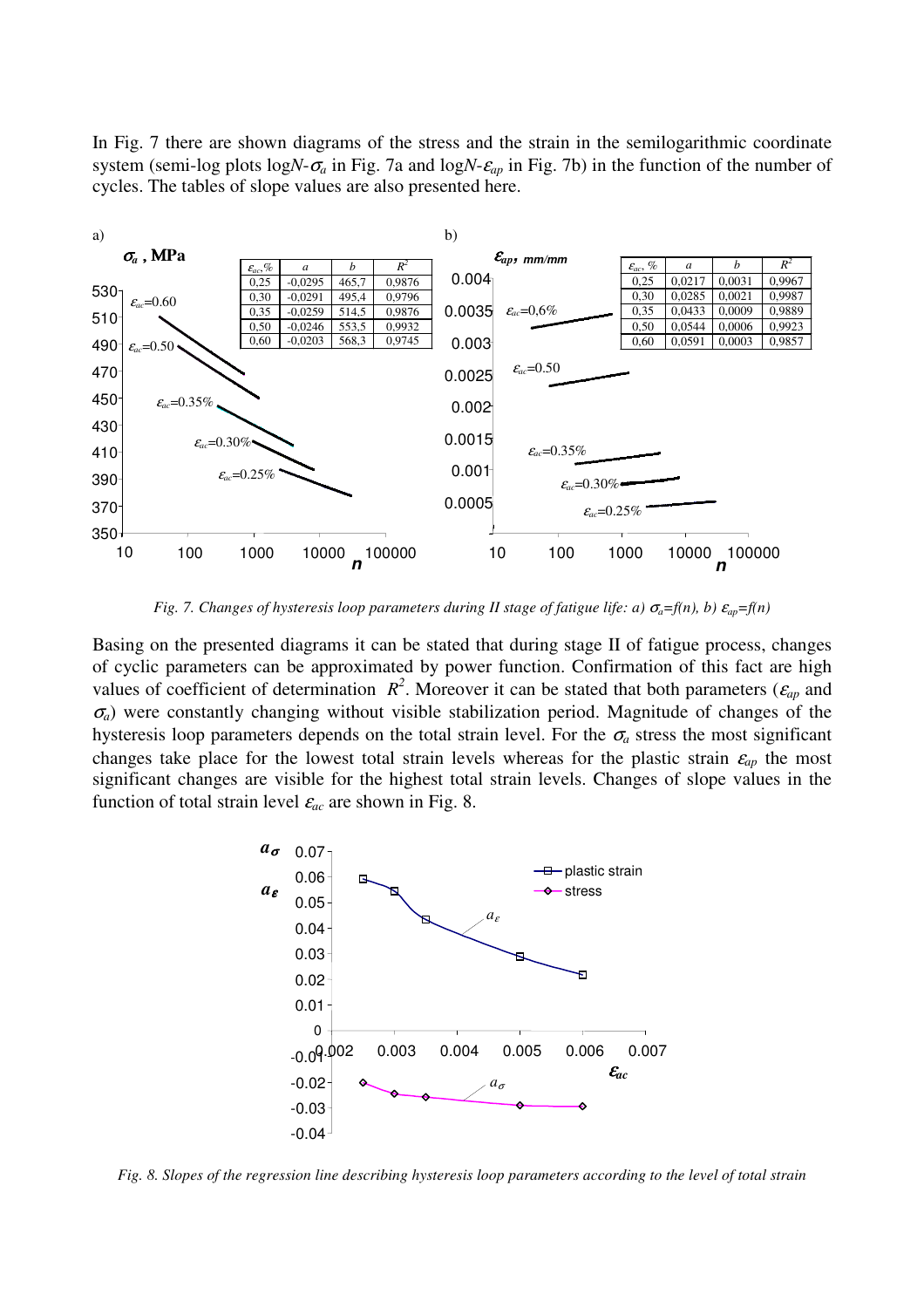In Fig. 7 there are shown diagrams of the stress and the strain in the semilogarithmic coordinate system (semi-log plots log$N$-$\sigma_a$ in Fig. 7a and log$N$-$\varepsilon_{ap}$ in Fig. 7b) in the function of the number of cycles. The tables of slope values are also presented here.

a)

| $\varepsilon_{ac}$,% | $a$ | $b$ | $R^2$ |
|---|---|---|---|
| 0,25 | -0,0295 | 465,7 | 0,9876 |
| 0,30 | -0,0291 | 495,4 | 0,9796 |
| 0,35 | -0,0259 | 514,5 | 0,9876 |
| 0,50 | -0,0246 | 553,5 | 0,9932 |
| 0,60 | -0,0203 | 568,3 | 0,9745 |

b)

| $\varepsilon_{ac}$, % | $a$ | $b$ | $R^2$ |
|---|---|---|---|
| 0,25 | 0,0217 | 0,0031 | 0,9967 |
| 0,30 | 0,0285 | 0,0021 | 0,9987 |
| 0,35 | 0,0433 | 0,0009 | 0,9889 |
| 0,50 | 0,0544 | 0,0006 | 0,9923 |
| 0,60 | 0,0591 | 0,0003 | 0,9857 |

*Fig. 7. Changes of hysteresis loop parameters during II stage of fatigue life: a) $\sigma_a=f(n)$, b) $\varepsilon_{ap}=f(n)$*

Basing on the presented diagrams it can be stated that during stage II of fatigue process, changes of cyclic parameters can be approximated by power function. Confirmation of this fact are high values of coefficient of determination $R^2$. Moreover it can be stated that both parameters ($\varepsilon_{ap}$ and $\sigma_a$) were constantly changing without visible stabilization period. Magnitude of changes of the hysteresis loop parameters depends on the total strain level. For the $\sigma_a$ stress the most significant changes take place for the lowest total strain levels whereas for the plastic strain $\varepsilon_{ap}$ the most significant changes are visible for the highest total strain levels. Changes of slope values in the function of total strain level $\varepsilon_{ac}$ are shown in Fig. 8.

*Fig. 8. Slopes of the regression line describing hysteresis loop parameters according to the level of total strain*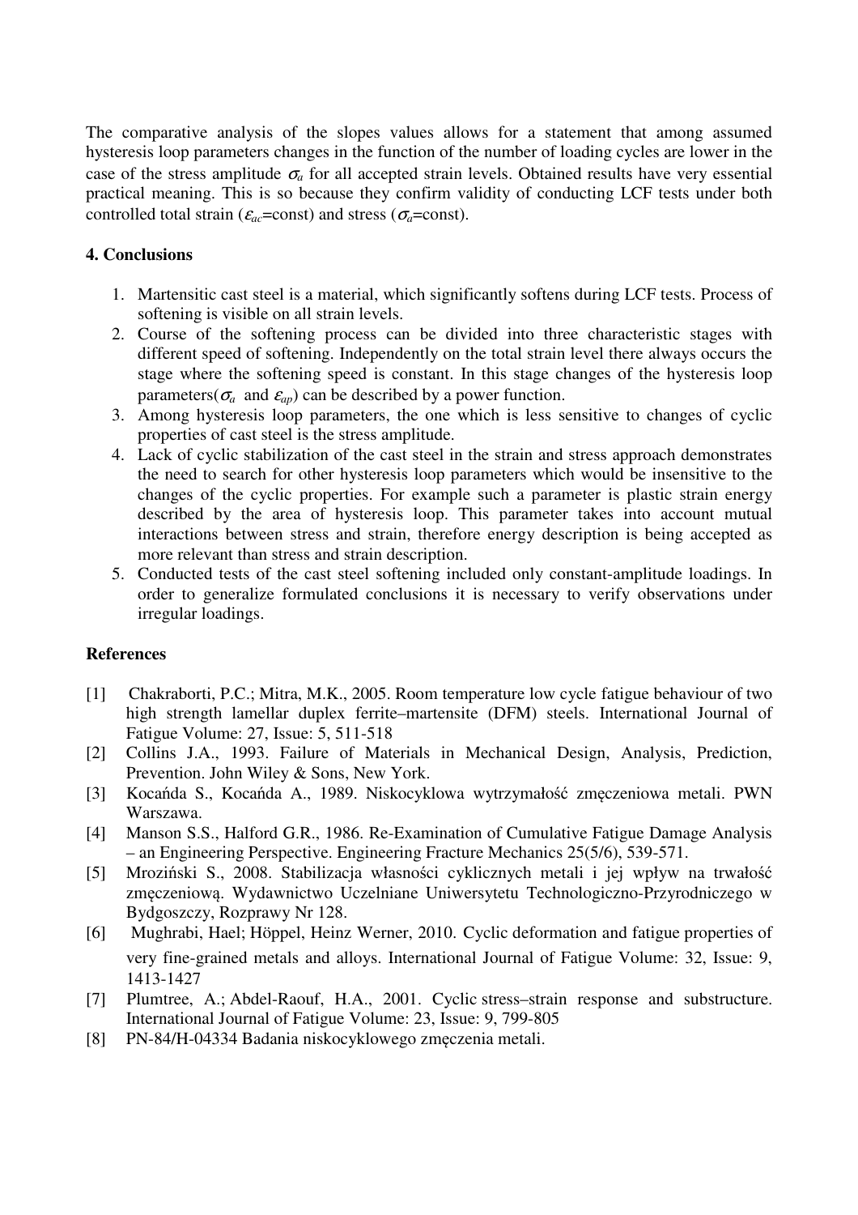The comparative analysis of the slopes values allows for a statement that among assumed hysteresis loop parameters changes in the function of the number of loading cycles are lower in the case of the stress amplitude $\sigma_a$ for all accepted strain levels. Obtained results have very essential practical meaning. This is so because they confirm validity of conducting LCF tests under both controlled total strain ($\varepsilon_{ac}$=const) and stress ($\sigma_a$=const).

## 4. Conclusions

1. Martensitic cast steel is a material, which significantly softens during LCF tests. Process of softening is visible on all strain levels.
2. Course of the softening process can be divided into three characteristic stages with different speed of softening. Independently on the total strain level there always occurs the stage where the softening speed is constant. In this stage changes of the hysteresis loop parameters($\sigma_a$ and $\varepsilon_{ap}$) can be described by a power function.
3. Among hysteresis loop parameters, the one which is less sensitive to changes of cyclic properties of cast steel is the stress amplitude.
4. Lack of cyclic stabilization of the cast steel in the strain and stress approach demonstrates the need to search for other hysteresis loop parameters which would be insensitive to the changes of the cyclic properties. For example such a parameter is plastic strain energy described by the area of hysteresis loop. This parameter takes into account mutual interactions between stress and strain, therefore energy description is being accepted as more relevant than stress and strain description.
5. Conducted tests of the cast steel softening included only constant-amplitude loadings. In order to generalize formulated conclusions it is necessary to verify observations under irregular loadings.

## References

[1] Chakraborti, P.C.; Mitra, M.K., 2005. Room temperature low cycle fatigue behaviour of two high strength lamellar duplex ferrite–martensite (DFM) steels. International Journal of Fatigue Volume: 27, Issue: 5, 511-518

[2] Collins J.A., 1993. Failure of Materials in Mechanical Design, Analysis, Prediction, Prevention. John Wiley & Sons, New York.

[3] Kocańda S., Kocańda A., 1989. Niskocyklowa wytrzymałość zmęczeniowa metali. PWN Warszawa.

[4] Manson S.S., Halford G.R., 1986. Re-Examination of Cumulative Fatigue Damage Analysis – an Engineering Perspective. Engineering Fracture Mechanics 25(5/6), 539-571.

[5] Mroziński S., 2008. Stabilizacja własności cyklicznych metali i jej wpływ na trwałość zmęczeniową. Wydawnictwo Uczelniane Uniwersytetu Technologiczno-Przyrodniczego w Bydgoszczy, Rozprawy Nr 128.

[6] Mughrabi, Hael; Höppel, Heinz Werner, 2010. Cyclic deformation and fatigue properties of very fine-grained metals and alloys. International Journal of Fatigue Volume: 32, Issue: 9, 1413-1427

[7] Plumtree, A.; Abdel-Raouf, H.A., 2001. Cyclic stress–strain response and substructure. International Journal of Fatigue Volume: 23, Issue: 9, 799-805

[8] PN-84/H-04334 Badania niskocyklowego zmęczenia metali.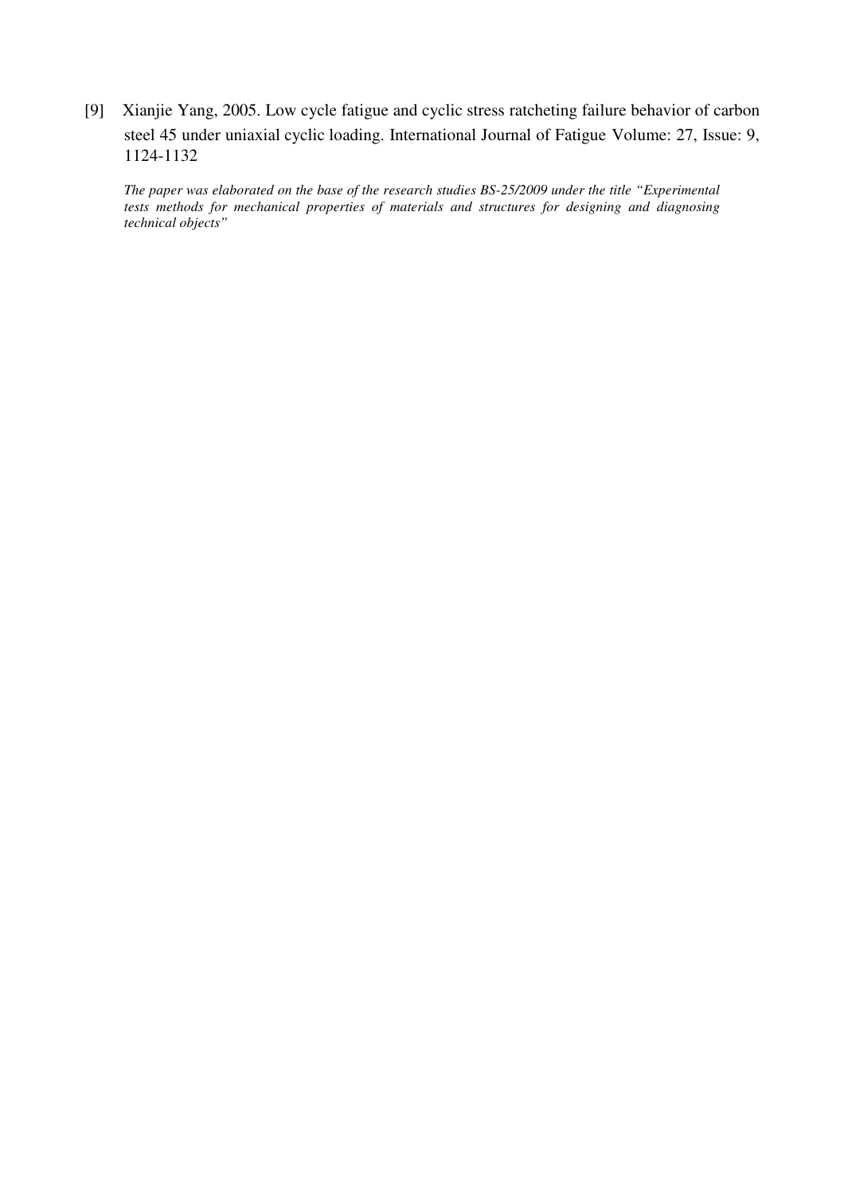[9] Xianjie Yang, 2005. Low cycle fatigue and cyclic stress ratcheting failure behavior of carbon steel 45 under uniaxial cyclic loading. International Journal of Fatigue Volume: 27, Issue: 9, 1124-1132

*The paper was elaborated on the base of the research studies BS-25/2009 under the title "Experimental tests methods for mechanical properties of materials and structures for designing and diagnosing technical objects"*